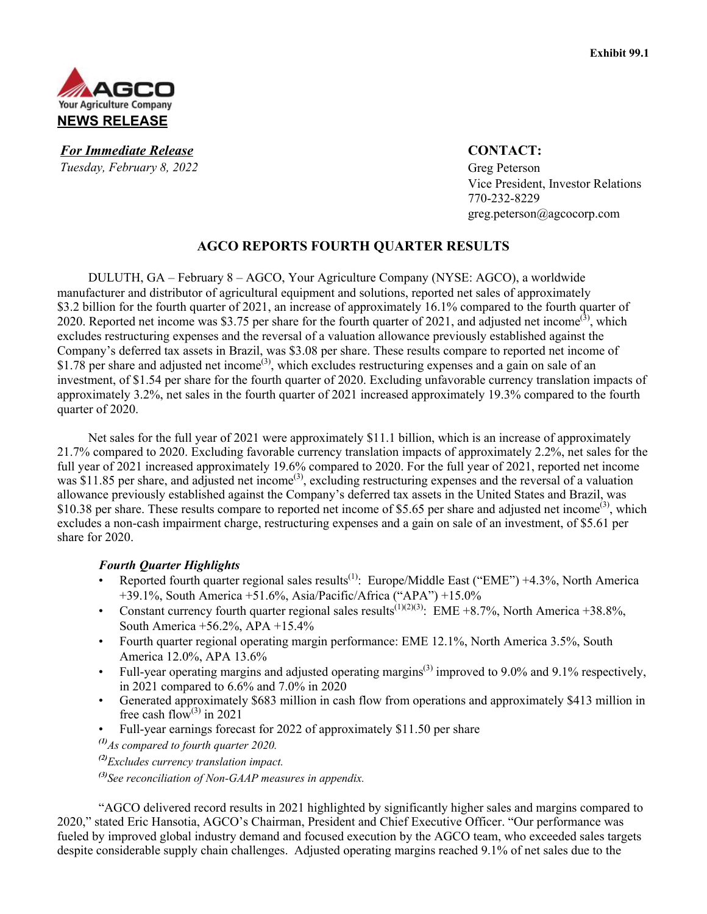Exhibit 99.1

AGCO
Your Agriculture Company
**NEWS RELEASE**

***For Immediate Release***
*Tuesday, February 8, 2022*

**CONTACT:**
Greg Peterson
Vice President, Investor Relations
770-232-8229
greg.peterson@agcocorp.com

## AGCO REPORTS FOURTH QUARTER RESULTS

DULUTH, GA – February 8 – AGCO, Your Agriculture Company (NYSE: AGCO), a worldwide manufacturer and distributor of agricultural equipment and solutions, reported net sales of approximately $3.2 billion for the fourth quarter of 2021, an increase of approximately 16.1% compared to the fourth quarter of 2020. Reported net income was $3.75 per share for the fourth quarter of 2021, and adjusted net income[3], which excludes restructuring expenses and the reversal of a valuation allowance previously established against the Company's deferred tax assets in Brazil, was $3.08 per share. These results compare to reported net income of $1.78 per share and adjusted net income[3], which excludes restructuring expenses and a gain on sale of an investment, of $1.54 per share for the fourth quarter of 2020. Excluding unfavorable currency translation impacts of approximately 3.2%, net sales in the fourth quarter of 2021 increased approximately 19.3% compared to the fourth quarter of 2020.

Net sales for the full year of 2021 were approximately $11.1 billion, which is an increase of approximately 21.7% compared to 2020. Excluding favorable currency translation impacts of approximately 2.2%, net sales for the full year of 2021 increased approximately 19.6% compared to 2020. For the full year of 2021, reported net income was $11.85 per share, and adjusted net income[3], excluding restructuring expenses and the reversal of a valuation allowance previously established against the Company's deferred tax assets in the United States and Brazil, was $10.38 per share. These results compare to reported net income of $5.65 per share and adjusted net income[3], which excludes a non-cash impairment charge, restructuring expenses and a gain on sale of an investment, of $5.61 per share for 2020.

***Fourth Quarter Highlights***

- Reported fourth quarter regional sales results[1]: Europe/Middle East ("EME") +4.3%, North America +39.1%, South America +51.6%, Asia/Pacific/Africa ("APA") +15.0%
- Constant currency fourth quarter regional sales results[1][2][3]: EME +8.7%, North America +38.8%, South America +56.2%, APA +15.4%
- Fourth quarter regional operating margin performance: EME 12.1%, North America 3.5%, South America 12.0%, APA 13.6%
- Full-year operating margins and adjusted operating margins[3] improved to 9.0% and 9.1% respectively, in 2021 compared to 6.6% and 7.0% in 2020
- Generated approximately $683 million in cash flow from operations and approximately $413 million in free cash flow[3] in 2021
- Full-year earnings forecast for 2022 of approximately $11.50 per share

*[1] As compared to fourth quarter 2020.*
*[2] Excludes currency translation impact.*
*[3] See reconciliation of Non-GAAP measures in appendix.*

"AGCO delivered record results in 2021 highlighted by significantly higher sales and margins compared to 2020," stated Eric Hansotia, AGCO's Chairman, President and Chief Executive Officer. "Our performance was fueled by improved global industry demand and focused execution by the AGCO team, who exceeded sales targets despite considerable supply chain challenges. Adjusted operating margins reached 9.1% of net sales due to the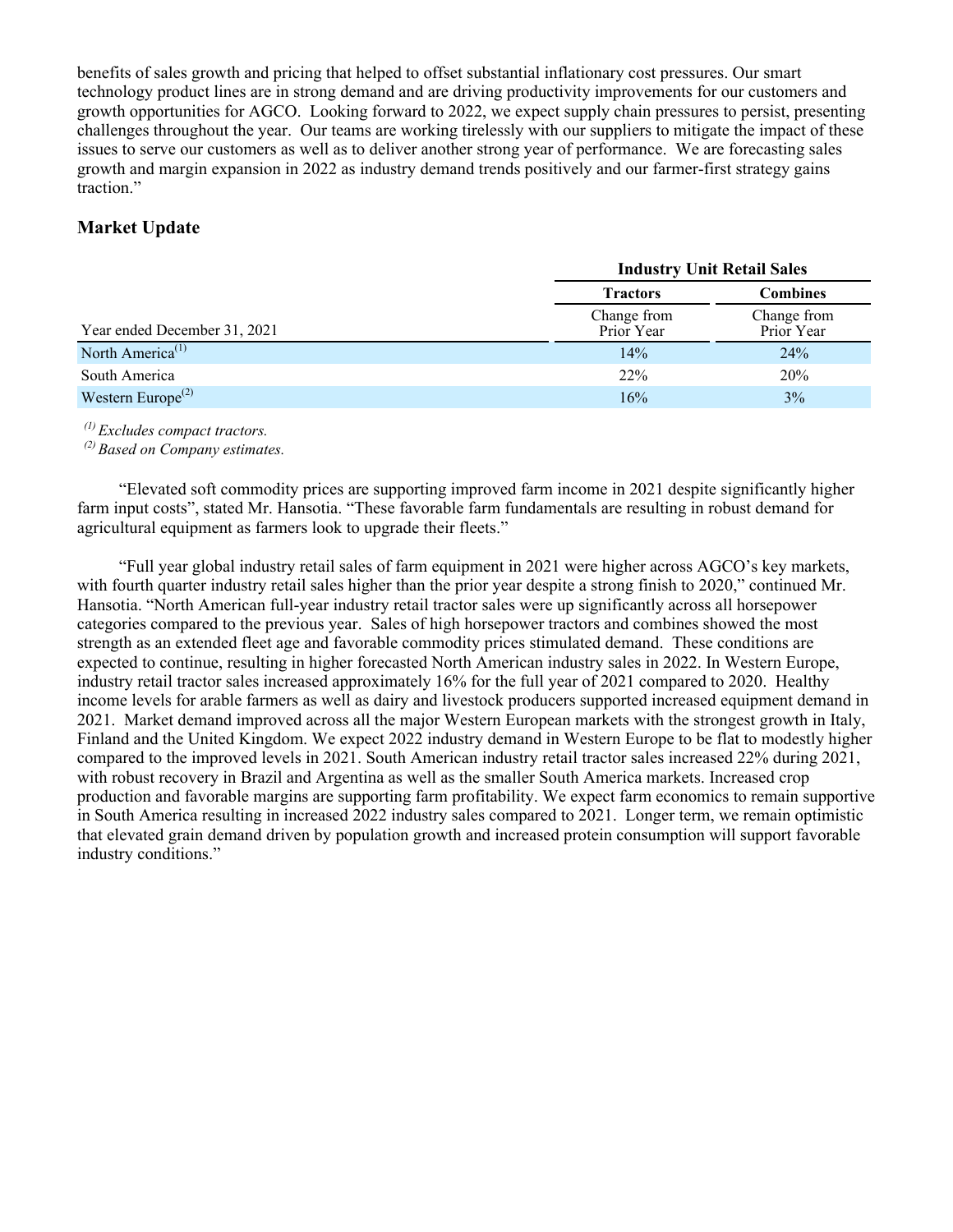benefits of sales growth and pricing that helped to offset substantial inflationary cost pressures. Our smart technology product lines are in strong demand and are driving productivity improvements for our customers and growth opportunities for AGCO. Looking forward to 2022, we expect supply chain pressures to persist, presenting challenges throughout the year. Our teams are working tirelessly with our suppliers to mitigate the impact of these issues to serve our customers as well as to deliver another strong year of performance. We are forecasting sales growth and margin expansion in 2022 as industry demand trends positively and our farmer-first strategy gains traction."

## Market Update

| | **Industry Unit Retail Sales** | |
|---|---|---|
| | **Tractors** | **Combines** |
| Year ended December 31, 2021 | Change from Prior Year | Change from Prior Year |
| North America[(1)] | 14% | 24% |
| South America | 22% | 20% |
| Western Europe[(2)] | 16% | 3% |

*[(1)] Excludes compact tractors.*
*[(2)] Based on Company estimates.*

"Elevated soft commodity prices are supporting improved farm income in 2021 despite significantly higher farm input costs", stated Mr. Hansotia. "These favorable farm fundamentals are resulting in robust demand for agricultural equipment as farmers look to upgrade their fleets."

"Full year global industry retail sales of farm equipment in 2021 were higher across AGCO's key markets, with fourth quarter industry retail sales higher than the prior year despite a strong finish to 2020," continued Mr. Hansotia. "North American full-year industry retail tractor sales were up significantly across all horsepower categories compared to the previous year. Sales of high horsepower tractors and combines showed the most strength as an extended fleet age and favorable commodity prices stimulated demand. These conditions are expected to continue, resulting in higher forecasted North American industry sales in 2022. In Western Europe, industry retail tractor sales increased approximately 16% for the full year of 2021 compared to 2020. Healthy income levels for arable farmers as well as dairy and livestock producers supported increased equipment demand in 2021. Market demand improved across all the major Western European markets with the strongest growth in Italy, Finland and the United Kingdom. We expect 2022 industry demand in Western Europe to be flat to modestly higher compared to the improved levels in 2021. South American industry retail tractor sales increased 22% during 2021, with robust recovery in Brazil and Argentina as well as the smaller South America markets. Increased crop production and favorable margins are supporting farm profitability. We expect farm economics to remain supportive in South America resulting in increased 2022 industry sales compared to 2021. Longer term, we remain optimistic that elevated grain demand driven by population growth and increased protein consumption will support favorable industry conditions."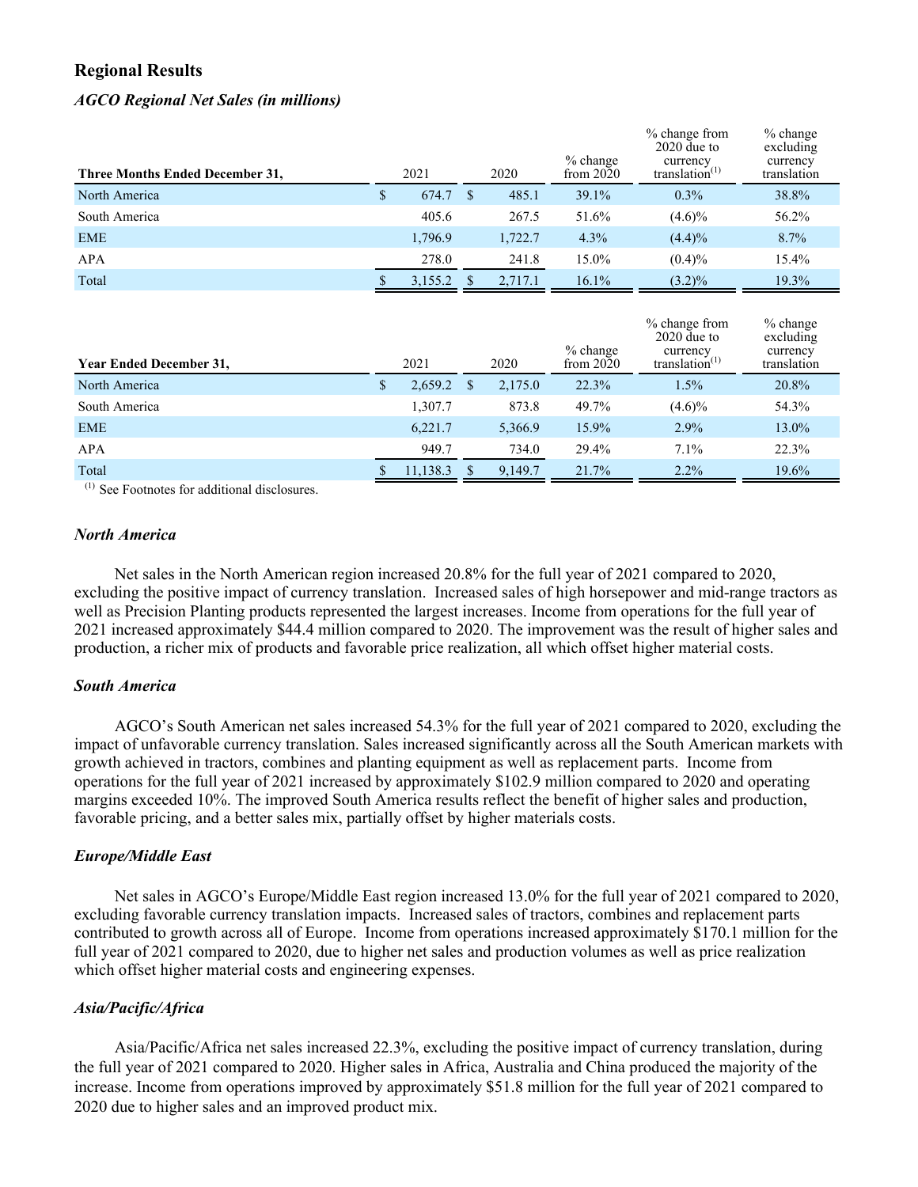## Regional Results

### *AGCO Regional Net Sales (in millions)*

| Three Months Ended December 31, | 2021 | 2020 | % change from 2020 | % change from 2020 due to currency translation[(1)] | % change excluding currency translation |
|---|---|---|---|---|---|
| North America | $ 674.7 | $ 485.1 | 39.1% | 0.3% | 38.8% |
| South America | 405.6 | 267.5 | 51.6% | (4.6)% | 56.2% |
| EME | 1,796.9 | 1,722.7 | 4.3% | (4.4)% | 8.7% |
| APA | 278.0 | 241.8 | 15.0% | (0.4)% | 15.4% |
| Total | $ 3,155.2 | $ 2,717.1 | 16.1% | (3.2)% | 19.3% |

| Year Ended December 31, | 2021 | 2020 | % change from 2020 | % change from 2020 due to currency translation[(1)] | % change excluding currency translation |
|---|---|---|---|---|---|
| North America | $ 2,659.2 | $ 2,175.0 | 22.3% | 1.5% | 20.8% |
| South America | 1,307.7 | 873.8 | 49.7% | (4.6)% | 54.3% |
| EME | 6,221.7 | 5,366.9 | 15.9% | 2.9% | 13.0% |
| APA | 949.7 | 734.0 | 29.4% | 7.1% | 22.3% |
| Total | $ 11,138.3 | $ 9,149.7 | 21.7% | 2.2% | 19.6% |

[(1)] See Footnotes for additional disclosures.

### *North America*

Net sales in the North American region increased 20.8% for the full year of 2021 compared to 2020, excluding the positive impact of currency translation. Increased sales of high horsepower and mid-range tractors as well as Precision Planting products represented the largest increases. Income from operations for the full year of 2021 increased approximately $44.4 million compared to 2020. The improvement was the result of higher sales and production, a richer mix of products and favorable price realization, all which offset higher material costs.

### *South America*

AGCO's South American net sales increased 54.3% for the full year of 2021 compared to 2020, excluding the impact of unfavorable currency translation. Sales increased significantly across all the South American markets with growth achieved in tractors, combines and planting equipment as well as replacement parts. Income from operations for the full year of 2021 increased by approximately $102.9 million compared to 2020 and operating margins exceeded 10%. The improved South America results reflect the benefit of higher sales and production, favorable pricing, and a better sales mix, partially offset by higher materials costs.

### *Europe/Middle East*

Net sales in AGCO's Europe/Middle East region increased 13.0% for the full year of 2021 compared to 2020, excluding favorable currency translation impacts. Increased sales of tractors, combines and replacement parts contributed to growth across all of Europe. Income from operations increased approximately $170.1 million for the full year of 2021 compared to 2020, due to higher net sales and production volumes as well as price realization which offset higher material costs and engineering expenses.

### *Asia/Pacific/Africa*

Asia/Pacific/Africa net sales increased 22.3%, excluding the positive impact of currency translation, during the full year of 2021 compared to 2020. Higher sales in Africa, Australia and China produced the majority of the increase. Income from operations improved by approximately $51.8 million for the full year of 2021 compared to 2020 due to higher sales and an improved product mix.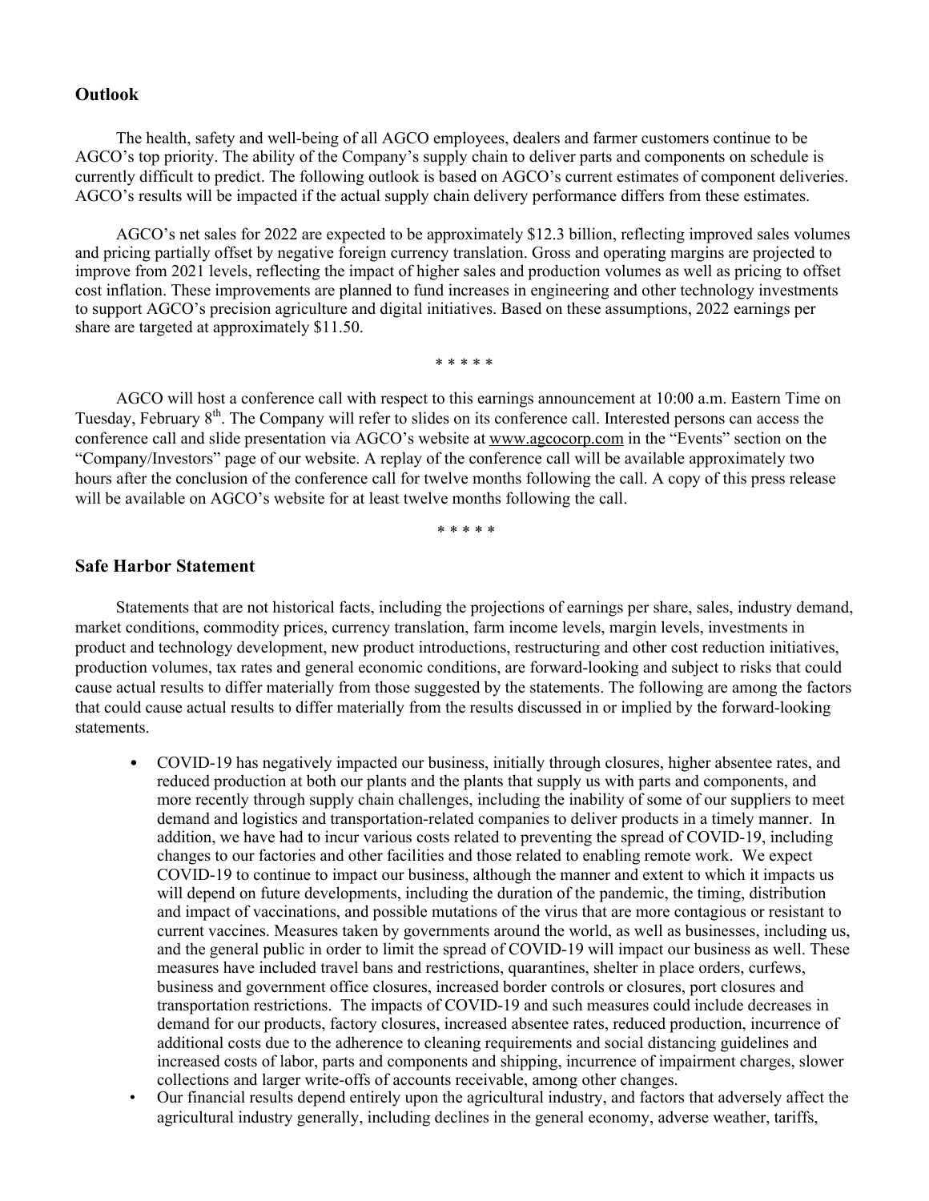## Outlook

The health, safety and well-being of all AGCO employees, dealers and farmer customers continue to be AGCO's top priority. The ability of the Company's supply chain to deliver parts and components on schedule is currently difficult to predict. The following outlook is based on AGCO's current estimates of component deliveries. AGCO's results will be impacted if the actual supply chain delivery performance differs from these estimates.

AGCO's net sales for 2022 are expected to be approximately $12.3 billion, reflecting improved sales volumes and pricing partially offset by negative foreign currency translation. Gross and operating margins are projected to improve from 2021 levels, reflecting the impact of higher sales and production volumes as well as pricing to offset cost inflation. These improvements are planned to fund increases in engineering and other technology investments to support AGCO's precision agriculture and digital initiatives. Based on these assumptions, 2022 earnings per share are targeted at approximately $11.50.

\* \* \* \* \*

AGCO will host a conference call with respect to this earnings announcement at 10:00 a.m. Eastern Time on Tuesday, February 8th. The Company will refer to slides on its conference call. Interested persons can access the conference call and slide presentation via AGCO's website at www.agcocorp.com in the "Events" section on the "Company/Investors" page of our website. A replay of the conference call will be available approximately two hours after the conclusion of the conference call for twelve months following the call. A copy of this press release will be available on AGCO's website for at least twelve months following the call.

\* \* \* \* \*

## Safe Harbor Statement

Statements that are not historical facts, including the projections of earnings per share, sales, industry demand, market conditions, commodity prices, currency translation, farm income levels, margin levels, investments in product and technology development, new product introductions, restructuring and other cost reduction initiatives, production volumes, tax rates and general economic conditions, are forward-looking and subject to risks that could cause actual results to differ materially from those suggested by the statements. The following are among the factors that could cause actual results to differ materially from the results discussed in or implied by the forward-looking statements.

- COVID-19 has negatively impacted our business, initially through closures, higher absentee rates, and reduced production at both our plants and the plants that supply us with parts and components, and more recently through supply chain challenges, including the inability of some of our suppliers to meet demand and logistics and transportation-related companies to deliver products in a timely manner. In addition, we have had to incur various costs related to preventing the spread of COVID-19, including changes to our factories and other facilities and those related to enabling remote work. We expect COVID-19 to continue to impact our business, although the manner and extent to which it impacts us will depend on future developments, including the duration of the pandemic, the timing, distribution and impact of vaccinations, and possible mutations of the virus that are more contagious or resistant to current vaccines. Measures taken by governments around the world, as well as businesses, including us, and the general public in order to limit the spread of COVID-19 will impact our business as well. These measures have included travel bans and restrictions, quarantines, shelter in place orders, curfews, business and government office closures, increased border controls or closures, port closures and transportation restrictions. The impacts of COVID-19 and such measures could include decreases in demand for our products, factory closures, increased absentee rates, reduced production, incurrence of additional costs due to the adherence to cleaning requirements and social distancing guidelines and increased costs of labor, parts and components and shipping, incurrence of impairment charges, slower collections and larger write-offs of accounts receivable, among other changes.
- Our financial results depend entirely upon the agricultural industry, and factors that adversely affect the agricultural industry generally, including declines in the general economy, adverse weather, tariffs,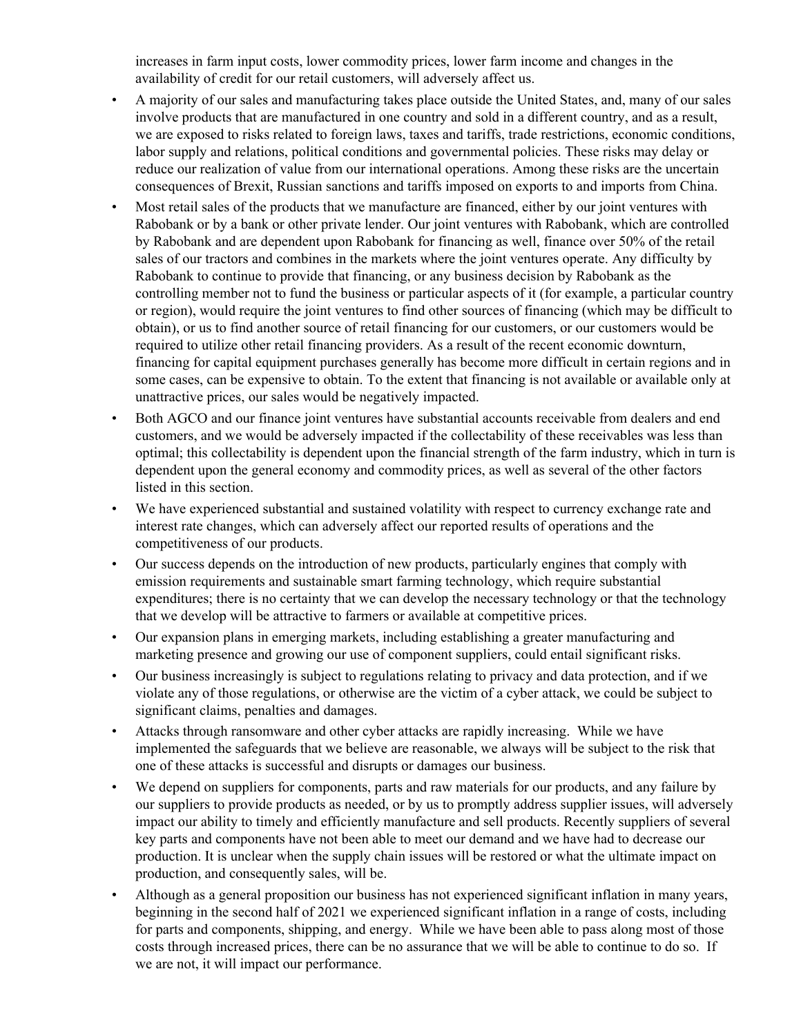increases in farm input costs, lower commodity prices, lower farm income and changes in the availability of credit for our retail customers, will adversely affect us.

- A majority of our sales and manufacturing takes place outside the United States, and, many of our sales involve products that are manufactured in one country and sold in a different country, and as a result, we are exposed to risks related to foreign laws, taxes and tariffs, trade restrictions, economic conditions, labor supply and relations, political conditions and governmental policies. These risks may delay or reduce our realization of value from our international operations. Among these risks are the uncertain consequences of Brexit, Russian sanctions and tariffs imposed on exports to and imports from China.
- Most retail sales of the products that we manufacture are financed, either by our joint ventures with Rabobank or by a bank or other private lender. Our joint ventures with Rabobank, which are controlled by Rabobank and are dependent upon Rabobank for financing as well, finance over 50% of the retail sales of our tractors and combines in the markets where the joint ventures operate. Any difficulty by Rabobank to continue to provide that financing, or any business decision by Rabobank as the controlling member not to fund the business or particular aspects of it (for example, a particular country or region), would require the joint ventures to find other sources of financing (which may be difficult to obtain), or us to find another source of retail financing for our customers, or our customers would be required to utilize other retail financing providers. As a result of the recent economic downturn, financing for capital equipment purchases generally has become more difficult in certain regions and in some cases, can be expensive to obtain. To the extent that financing is not available or available only at unattractive prices, our sales would be negatively impacted.
- Both AGCO and our finance joint ventures have substantial accounts receivable from dealers and end customers, and we would be adversely impacted if the collectability of these receivables was less than optimal; this collectability is dependent upon the financial strength of the farm industry, which in turn is dependent upon the general economy and commodity prices, as well as several of the other factors listed in this section.
- We have experienced substantial and sustained volatility with respect to currency exchange rate and interest rate changes, which can adversely affect our reported results of operations and the competitiveness of our products.
- Our success depends on the introduction of new products, particularly engines that comply with emission requirements and sustainable smart farming technology, which require substantial expenditures; there is no certainty that we can develop the necessary technology or that the technology that we develop will be attractive to farmers or available at competitive prices.
- Our expansion plans in emerging markets, including establishing a greater manufacturing and marketing presence and growing our use of component suppliers, could entail significant risks.
- Our business increasingly is subject to regulations relating to privacy and data protection, and if we violate any of those regulations, or otherwise are the victim of a cyber attack, we could be subject to significant claims, penalties and damages.
- Attacks through ransomware and other cyber attacks are rapidly increasing. While we have implemented the safeguards that we believe are reasonable, we always will be subject to the risk that one of these attacks is successful and disrupts or damages our business.
- We depend on suppliers for components, parts and raw materials for our products, and any failure by our suppliers to provide products as needed, or by us to promptly address supplier issues, will adversely impact our ability to timely and efficiently manufacture and sell products. Recently suppliers of several key parts and components have not been able to meet our demand and we have had to decrease our production. It is unclear when the supply chain issues will be restored or what the ultimate impact on production, and consequently sales, will be.
- Although as a general proposition our business has not experienced significant inflation in many years, beginning in the second half of 2021 we experienced significant inflation in a range of costs, including for parts and components, shipping, and energy. While we have been able to pass along most of those costs through increased prices, there can be no assurance that we will be able to continue to do so. If we are not, it will impact our performance.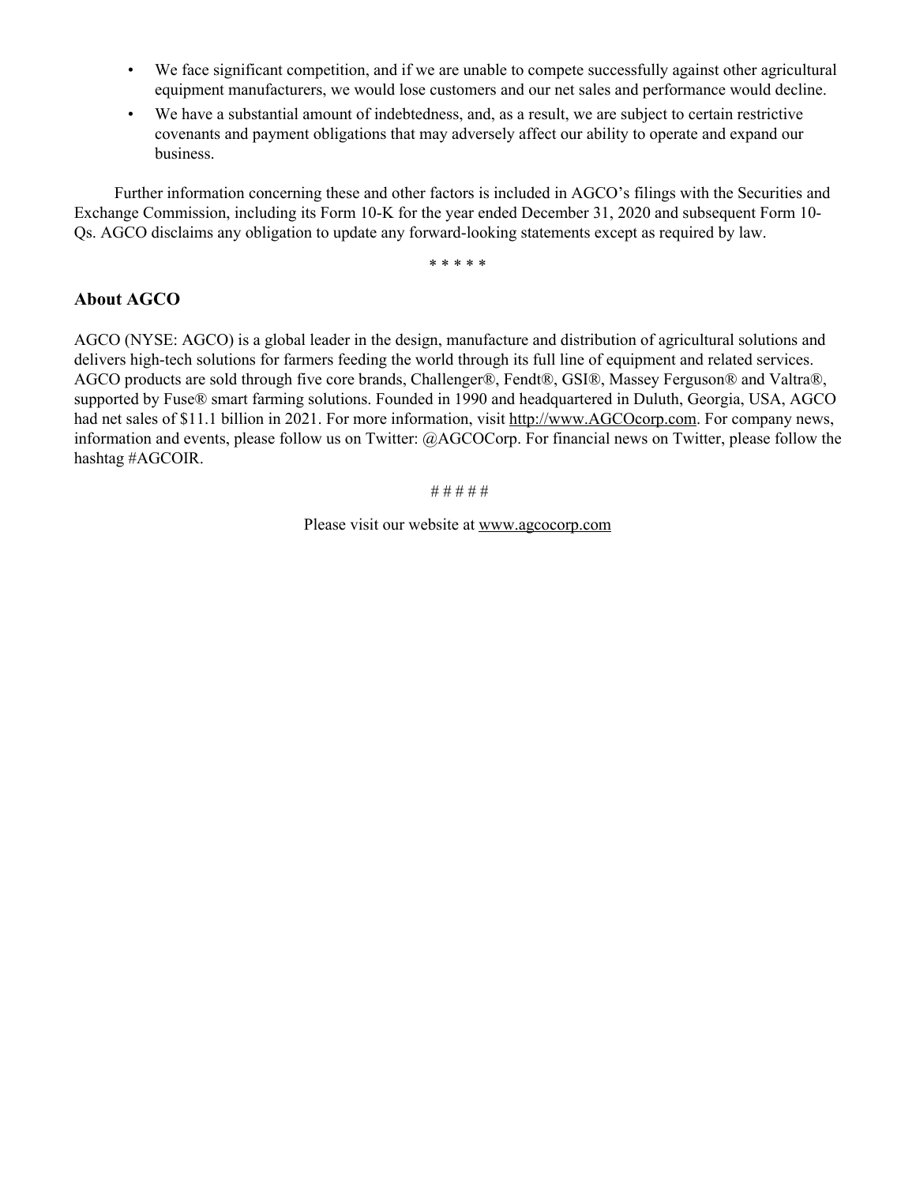- We face significant competition, and if we are unable to compete successfully against other agricultural equipment manufacturers, we would lose customers and our net sales and performance would decline.
- We have a substantial amount of indebtedness, and, as a result, we are subject to certain restrictive covenants and payment obligations that may adversely affect our ability to operate and expand our business.

Further information concerning these and other factors is included in AGCO's filings with the Securities and Exchange Commission, including its Form 10-K for the year ended December 31, 2020 and subsequent Form 10-Qs. AGCO disclaims any obligation to update any forward-looking statements except as required by law.

\* \* \* \* \*

## About AGCO

AGCO (NYSE: AGCO) is a global leader in the design, manufacture and distribution of agricultural solutions and delivers high-tech solutions for farmers feeding the world through its full line of equipment and related services. AGCO products are sold through five core brands, Challenger®, Fendt®, GSI®, Massey Ferguson® and Valtra®, supported by Fuse® smart farming solutions. Founded in 1990 and headquartered in Duluth, Georgia, USA, AGCO had net sales of $11.1 billion in 2021. For more information, visit http://www.AGCOcorp.com. For company news, information and events, please follow us on Twitter: @AGCOCorp. For financial news on Twitter, please follow the hashtag #AGCOIR.

# # # # #

Please visit our website at www.agcocorp.com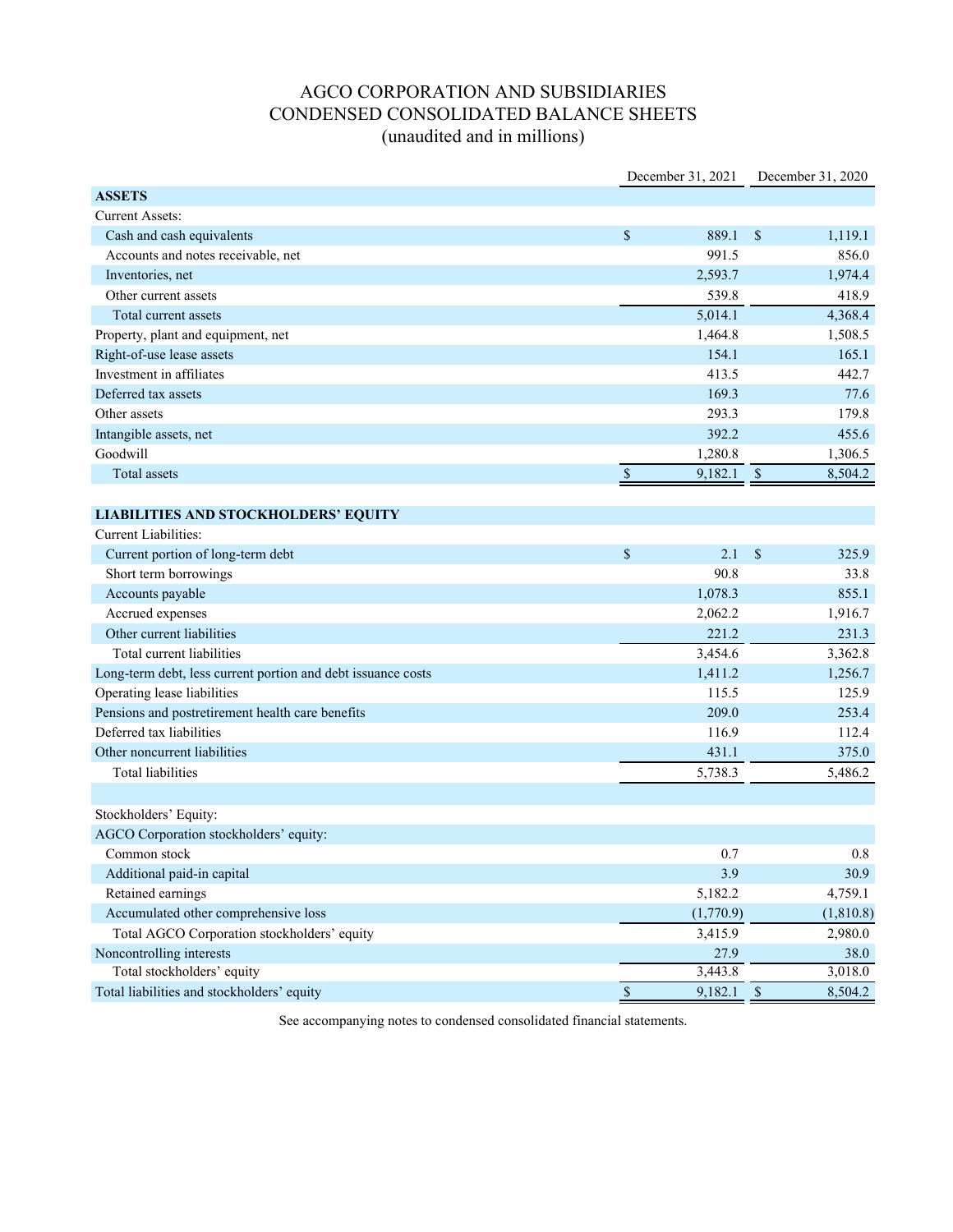# AGCO CORPORATION AND SUBSIDIARIES
# CONDENSED CONSOLIDATED BALANCE SHEETS
## (unaudited and in millions)

| | December 31, 2021 | December 31, 2020 |
|---|---|---|
| **ASSETS** | | |
| Current Assets: | | |
| Cash and cash equivalents | $ 889.1 | $ 1,119.1 |
| Accounts and notes receivable, net | 991.5 | 856.0 |
| Inventories, net | 2,593.7 | 1,974.4 |
| Other current assets | 539.8 | 418.9 |
| Total current assets | 5,014.1 | 4,368.4 |
| Property, plant and equipment, net | 1,464.8 | 1,508.5 |
| Right-of-use lease assets | 154.1 | 165.1 |
| Investment in affiliates | 413.5 | 442.7 |
| Deferred tax assets | 169.3 | 77.6 |
| Other assets | 293.3 | 179.8 |
| Intangible assets, net | 392.2 | 455.6 |
| Goodwill | 1,280.8 | 1,306.5 |
| Total assets | $ 9,182.1 | $ 8,504.2 |
| | | |
| **LIABILITIES AND STOCKHOLDERS' EQUITY** | | |
| Current Liabilities: | | |
| Current portion of long-term debt | $ 2.1 | $ 325.9 |
| Short term borrowings | 90.8 | 33.8 |
| Accounts payable | 1,078.3 | 855.1 |
| Accrued expenses | 2,062.2 | 1,916.7 |
| Other current liabilities | 221.2 | 231.3 |
| Total current liabilities | 3,454.6 | 3,362.8 |
| Long-term debt, less current portion and debt issuance costs | 1,411.2 | 1,256.7 |
| Operating lease liabilities | 115.5 | 125.9 |
| Pensions and postretirement health care benefits | 209.0 | 253.4 |
| Deferred tax liabilities | 116.9 | 112.4 |
| Other noncurrent liabilities | 431.1 | 375.0 |
| Total liabilities | 5,738.3 | 5,486.2 |
| | | |
| Stockholders' Equity: | | |
| AGCO Corporation stockholders' equity: | | |
| Common stock | 0.7 | 0.8 |
| Additional paid-in capital | 3.9 | 30.9 |
| Retained earnings | 5,182.2 | 4,759.1 |
| Accumulated other comprehensive loss | (1,770.9) | (1,810.8) |
| Total AGCO Corporation stockholders' equity | 3,415.9 | 2,980.0 |
| Noncontrolling interests | 27.9 | 38.0 |
| Total stockholders' equity | 3,443.8 | 3,018.0 |
| Total liabilities and stockholders' equity | $ 9,182.1 | $ 8,504.2 |

See accompanying notes to condensed consolidated financial statements.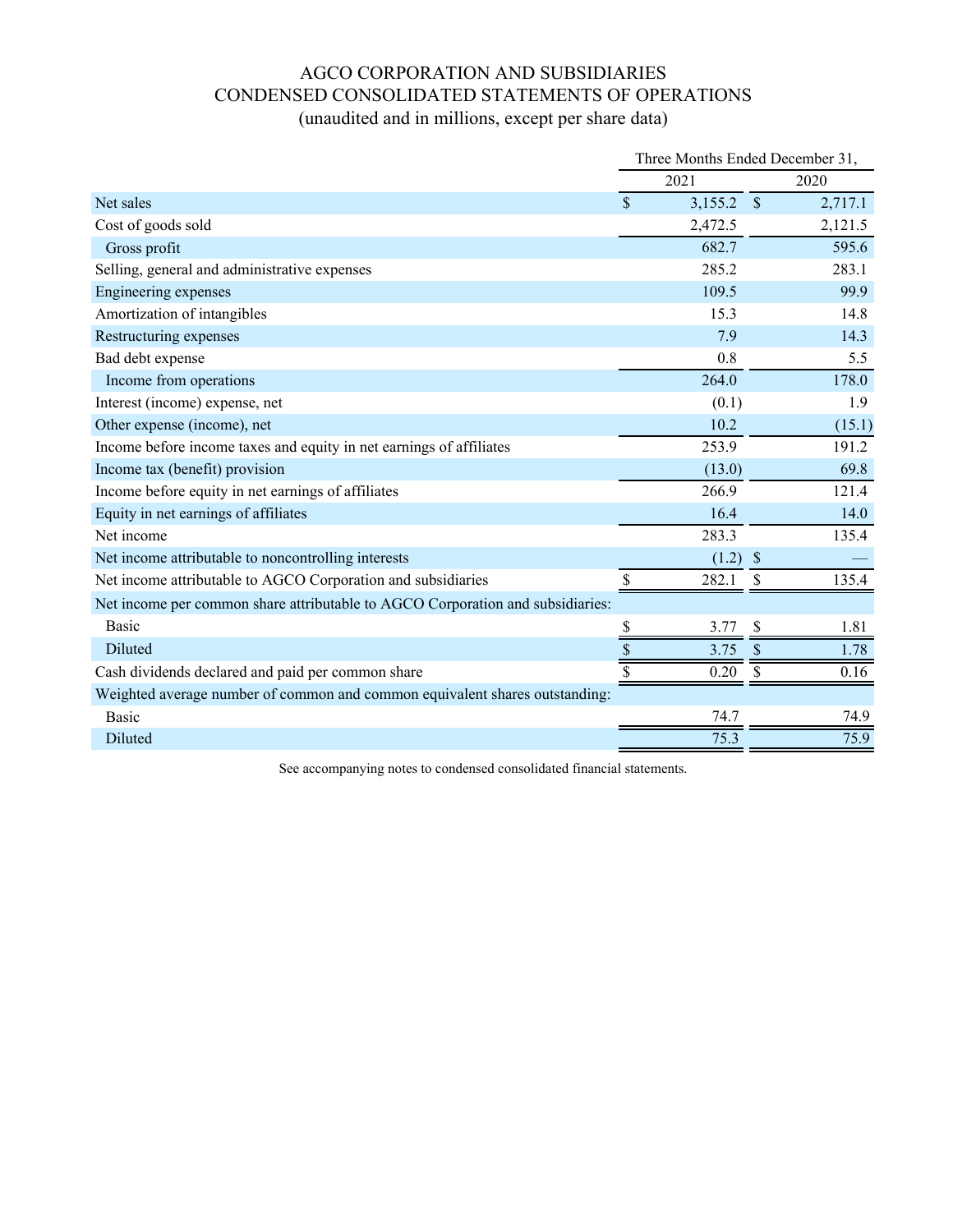# AGCO CORPORATION AND SUBSIDIARIES
## CONDENSED CONSOLIDATED STATEMENTS OF OPERATIONS
### (unaudited and in millions, except per share data)

| | Three Months Ended December 31, | |
|---|---|---|
| | 2021 | 2020 |
| Net sales | $ 3,155.2 | $ 2,717.1 |
| Cost of goods sold | 2,472.5 | 2,121.5 |
| Gross profit | 682.7 | 595.6 |
| Selling, general and administrative expenses | 285.2 | 283.1 |
| Engineering expenses | 109.5 | 99.9 |
| Amortization of intangibles | 15.3 | 14.8 |
| Restructuring expenses | 7.9 | 14.3 |
| Bad debt expense | 0.8 | 5.5 |
| Income from operations | 264.0 | 178.0 |
| Interest (income) expense, net | (0.1) | 1.9 |
| Other expense (income), net | 10.2 | (15.1) |
| Income before income taxes and equity in net earnings of affiliates | 253.9 | 191.2 |
| Income tax (benefit) provision | (13.0) | 69.8 |
| Income before equity in net earnings of affiliates | 266.9 | 121.4 |
| Equity in net earnings of affiliates | 16.4 | 14.0 |
| Net income | 283.3 | 135.4 |
| Net income attributable to noncontrolling interests | (1.2) | $ — |
| Net income attributable to AGCO Corporation and subsidiaries | $ 282.1 | $ 135.4 |
| Net income per common share attributable to AGCO Corporation and subsidiaries: | | |
| Basic | $ 3.77 | $ 1.81 |
| Diluted | $ 3.75 | $ 1.78 |
| Cash dividends declared and paid per common share | $ 0.20 | $ 0.16 |
| Weighted average number of common and common equivalent shares outstanding: | | |
| Basic | 74.7 | 74.9 |
| Diluted | 75.3 | 75.9 |

See accompanying notes to condensed consolidated financial statements.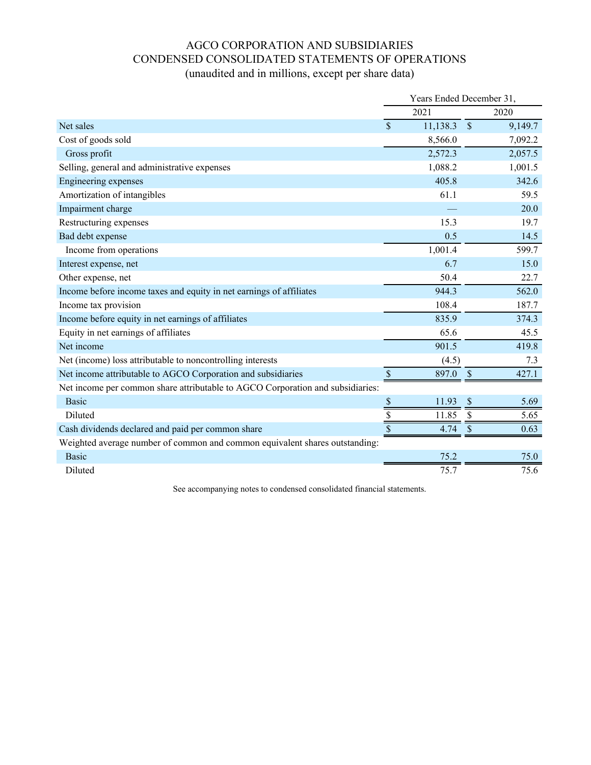# AGCO CORPORATION AND SUBSIDIARIES
## CONDENSED CONSOLIDATED STATEMENTS OF OPERATIONS
### (unaudited and in millions, except per share data)

| | Years Ended December 31, | |
|---|---|---|
| | 2021 | 2020 |
| Net sales | $ 11,138.3 | $ 9,149.7 |
| Cost of goods sold | 8,566.0 | 7,092.2 |
| Gross profit | 2,572.3 | 2,057.5 |
| Selling, general and administrative expenses | 1,088.2 | 1,001.5 |
| Engineering expenses | 405.8 | 342.6 |
| Amortization of intangibles | 61.1 | 59.5 |
| Impairment charge | — | 20.0 |
| Restructuring expenses | 15.3 | 19.7 |
| Bad debt expense | 0.5 | 14.5 |
| Income from operations | 1,001.4 | 599.7 |
| Interest expense, net | 6.7 | 15.0 |
| Other expense, net | 50.4 | 22.7 |
| Income before income taxes and equity in net earnings of affiliates | 944.3 | 562.0 |
| Income tax provision | 108.4 | 187.7 |
| Income before equity in net earnings of affiliates | 835.9 | 374.3 |
| Equity in net earnings of affiliates | 65.6 | 45.5 |
| Net income | 901.5 | 419.8 |
| Net (income) loss attributable to noncontrolling interests | (4.5) | 7.3 |
| Net income attributable to AGCO Corporation and subsidiaries | $ 897.0 | $ 427.1 |
| Net income per common share attributable to AGCO Corporation and subsidiaries: | | |
| Basic | $ 11.93 | $ 5.69 |
| Diluted | $ 11.85 | $ 5.65 |
| Cash dividends declared and paid per common share | $ 4.74 | $ 0.63 |
| Weighted average number of common and common equivalent shares outstanding: | | |
| Basic | 75.2 | 75.0 |
| Diluted | 75.7 | 75.6 |

See accompanying notes to condensed consolidated financial statements.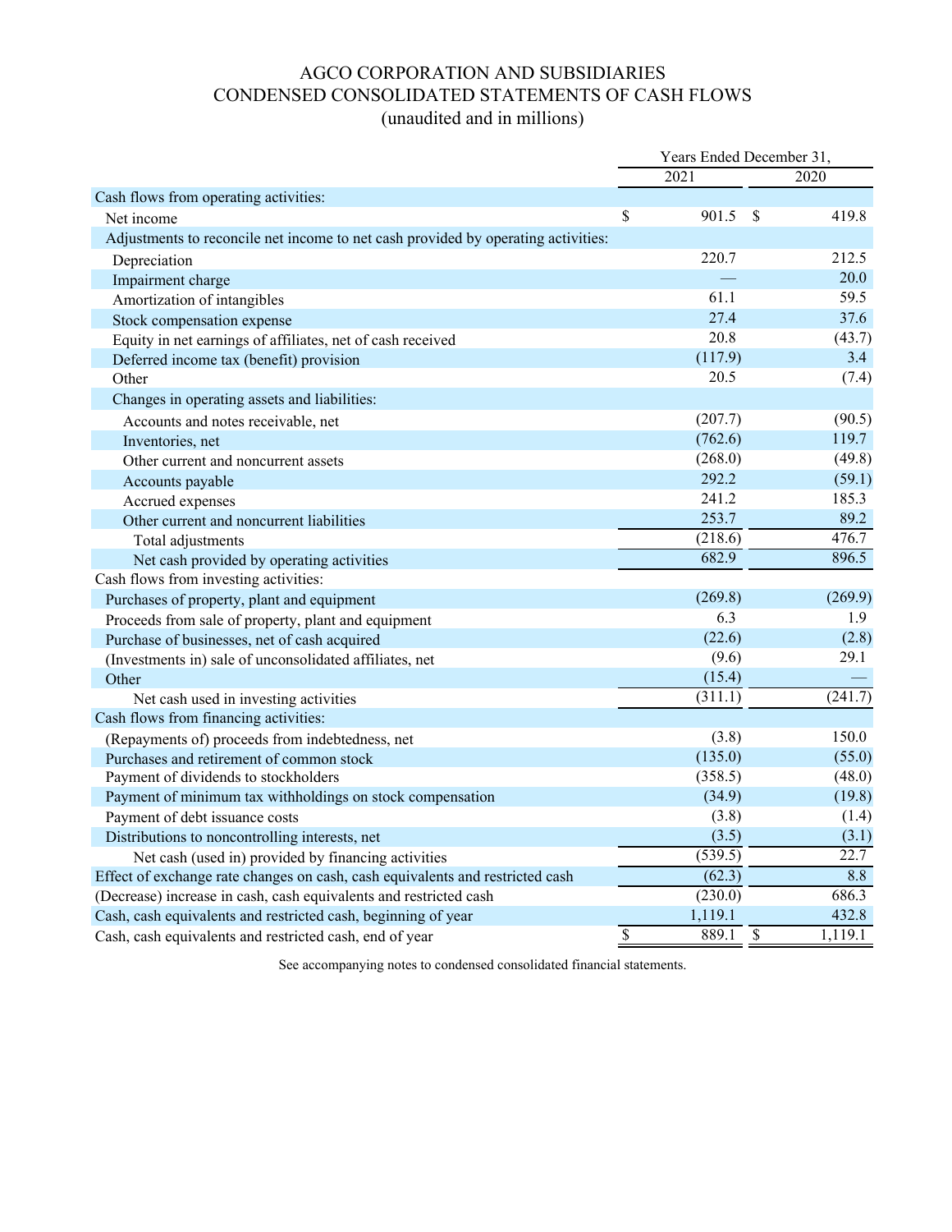# AGCO CORPORATION AND SUBSIDIARIES
## CONDENSED CONSOLIDATED STATEMENTS OF CASH FLOWS
### (unaudited and in millions)

| | Years Ended December 31, | |
|---|---|---|
| | 2021 | 2020 |
| Cash flows from operating activities: | | |
| Net income | $ 901.5 | $ 419.8 |
| Adjustments to reconcile net income to net cash provided by operating activities: | | |
| Depreciation | 220.7 | 212.5 |
| Impairment charge | — | 20.0 |
| Amortization of intangibles | 61.1 | 59.5 |
| Stock compensation expense | 27.4 | 37.6 |
| Equity in net earnings of affiliates, net of cash received | 20.8 | (43.7) |
| Deferred income tax (benefit) provision | (117.9) | 3.4 |
| Other | 20.5 | (7.4) |
| Changes in operating assets and liabilities: | | |
| Accounts and notes receivable, net | (207.7) | (90.5) |
| Inventories, net | (762.6) | 119.7 |
| Other current and noncurrent assets | (268.0) | (49.8) |
| Accounts payable | 292.2 | (59.1) |
| Accrued expenses | 241.2 | 185.3 |
| Other current and noncurrent liabilities | 253.7 | 89.2 |
| Total adjustments | (218.6) | 476.7 |
| Net cash provided by operating activities | 682.9 | 896.5 |
| Cash flows from investing activities: | | |
| Purchases of property, plant and equipment | (269.8) | (269.9) |
| Proceeds from sale of property, plant and equipment | 6.3 | 1.9 |
| Purchase of businesses, net of cash acquired | (22.6) | (2.8) |
| (Investments in) sale of unconsolidated affiliates, net | (9.6) | 29.1 |
| Other | (15.4) | — |
| Net cash used in investing activities | (311.1) | (241.7) |
| Cash flows from financing activities: | | |
| (Repayments of) proceeds from indebtedness, net | (3.8) | 150.0 |
| Purchases and retirement of common stock | (135.0) | (55.0) |
| Payment of dividends to stockholders | (358.5) | (48.0) |
| Payment of minimum tax withholdings on stock compensation | (34.9) | (19.8) |
| Payment of debt issuance costs | (3.8) | (1.4) |
| Distributions to noncontrolling interests, net | (3.5) | (3.1) |
| Net cash (used in) provided by financing activities | (539.5) | 22.7 |
| Effect of exchange rate changes on cash, cash equivalents and restricted cash | (62.3) | 8.8 |
| (Decrease) increase in cash, cash equivalents and restricted cash | (230.0) | 686.3 |
| Cash, cash equivalents and restricted cash, beginning of year | 1,119.1 | 432.8 |
| Cash, cash equivalents and restricted cash, end of year | $ 889.1 | $ 1,119.1 |

See accompanying notes to condensed consolidated financial statements.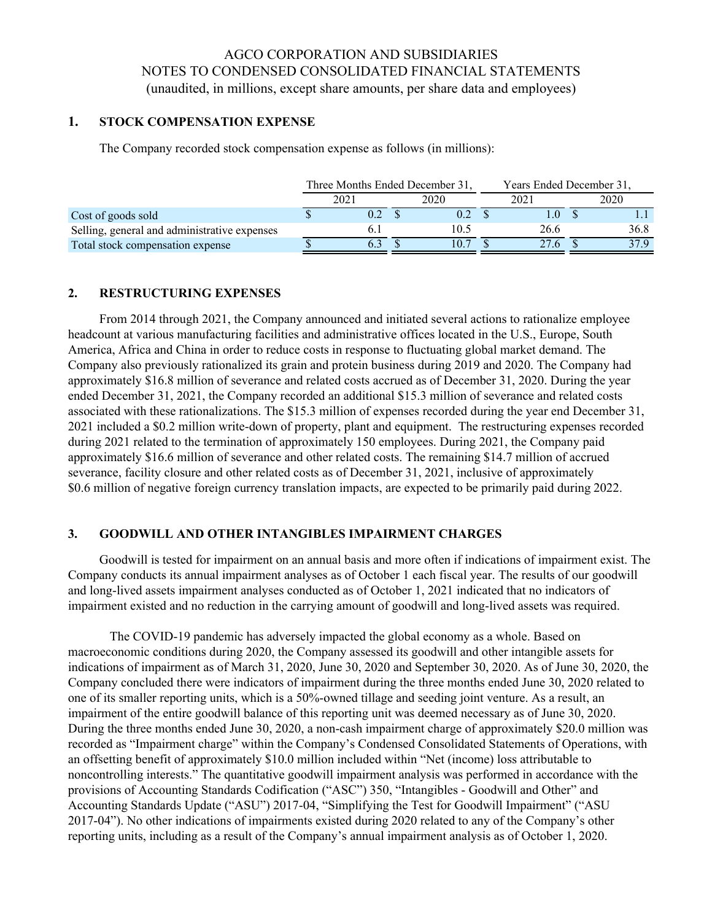# AGCO CORPORATION AND SUBSIDIARIES
## NOTES TO CONDENSED CONSOLIDATED FINANCIAL STATEMENTS
(unaudited, in millions, except share amounts, per share data and employees)

### 1. STOCK COMPENSATION EXPENSE

The Company recorded stock compensation expense as follows (in millions):

| | Three Months Ended December 31, | | Years Ended December 31, | |
|---|---|---|---|---|
| | 2021 | 2020 | 2021 | 2020 |
| Cost of goods sold | $ 0.2 | $ 0.2 | $ 1.0 | $ 1.1 |
| Selling, general and administrative expenses | 6.1 | 10.5 | 26.6 | 36.8 |
| Total stock compensation expense | $ 6.3 | $ 10.7 | $ 27.6 | $ 37.9 |

### 2. RESTRUCTURING EXPENSES

From 2014 through 2021, the Company announced and initiated several actions to rationalize employee headcount at various manufacturing facilities and administrative offices located in the U.S., Europe, South America, Africa and China in order to reduce costs in response to fluctuating global market demand. The Company also previously rationalized its grain and protein business during 2019 and 2020. The Company had approximately $16.8 million of severance and related costs accrued as of December 31, 2020. During the year ended December 31, 2021, the Company recorded an additional $15.3 million of severance and related costs associated with these rationalizations. The $15.3 million of expenses recorded during the year end December 31, 2021 included a $0.2 million write-down of property, plant and equipment. The restructuring expenses recorded during 2021 related to the termination of approximately 150 employees. During 2021, the Company paid approximately $16.6 million of severance and other related costs. The remaining $14.7 million of accrued severance, facility closure and other related costs as of December 31, 2021, inclusive of approximately $0.6 million of negative foreign currency translation impacts, are expected to be primarily paid during 2022.

### 3. GOODWILL AND OTHER INTANGIBLES IMPAIRMENT CHARGES

Goodwill is tested for impairment on an annual basis and more often if indications of impairment exist. The Company conducts its annual impairment analyses as of October 1 each fiscal year. The results of our goodwill and long-lived assets impairment analyses conducted as of October 1, 2021 indicated that no indicators of impairment existed and no reduction in the carrying amount of goodwill and long-lived assets was required.

The COVID-19 pandemic has adversely impacted the global economy as a whole. Based on macroeconomic conditions during 2020, the Company assessed its goodwill and other intangible assets for indications of impairment as of March 31, 2020, June 30, 2020 and September 30, 2020. As of June 30, 2020, the Company concluded there were indicators of impairment during the three months ended June 30, 2020 related to one of its smaller reporting units, which is a 50%-owned tillage and seeding joint venture. As a result, an impairment of the entire goodwill balance of this reporting unit was deemed necessary as of June 30, 2020. During the three months ended June 30, 2020, a non-cash impairment charge of approximately $20.0 million was recorded as "Impairment charge" within the Company's Condensed Consolidated Statements of Operations, with an offsetting benefit of approximately $10.0 million included within "Net (income) loss attributable to noncontrolling interests." The quantitative goodwill impairment analysis was performed in accordance with the provisions of Accounting Standards Codification ("ASC") 350, "Intangibles - Goodwill and Other" and Accounting Standards Update ("ASU") 2017-04, "Simplifying the Test for Goodwill Impairment" ("ASU 2017-04"). No other indications of impairments existed during 2020 related to any of the Company's other reporting units, including as a result of the Company's annual impairment analysis as of October 1, 2020.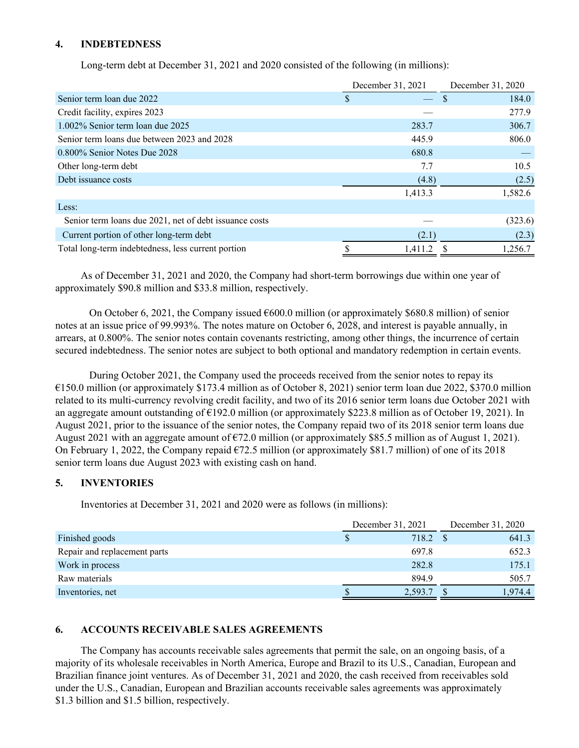## 4. INDEBTEDNESS

Long-term debt at December 31, 2021 and 2020 consisted of the following (in millions):

| | December 31, 2021 | December 31, 2020 |
|---|---|---|
| Senior term loan due 2022 | $ — | $ 184.0 |
| Credit facility, expires 2023 | — | 277.9 |
| 1.002% Senior term loan due 2025 | 283.7 | 306.7 |
| Senior term loans due between 2023 and 2028 | 445.9 | 806.0 |
| 0.800% Senior Notes Due 2028 | 680.8 | — |
| Other long-term debt | 7.7 | 10.5 |
| Debt issuance costs | (4.8) | (2.5) |
| | 1,413.3 | 1,582.6 |
| Less: | | |
| Senior term loans due 2021, net of debt issuance costs | — | (323.6) |
| Current portion of other long-term debt | (2.1) | (2.3) |
| Total long-term indebtedness, less current portion | $ 1,411.2 | $ 1,256.7 |

As of December 31, 2021 and 2020, the Company had short-term borrowings due within one year of approximately $90.8 million and $33.8 million, respectively.

On October 6, 2021, the Company issued €600.0 million (or approximately $680.8 million) of senior notes at an issue price of 99.993%. The notes mature on October 6, 2028, and interest is payable annually, in arrears, at 0.800%. The senior notes contain covenants restricting, among other things, the incurrence of certain secured indebtedness. The senior notes are subject to both optional and mandatory redemption in certain events.

During October 2021, the Company used the proceeds received from the senior notes to repay its €150.0 million (or approximately $173.4 million as of October 8, 2021) senior term loan due 2022, $370.0 million related to its multi-currency revolving credit facility, and two of its 2016 senior term loans due October 2021 with an aggregate amount outstanding of €192.0 million (or approximately $223.8 million as of October 19, 2021). In August 2021, prior to the issuance of the senior notes, the Company repaid two of its 2018 senior term loans due August 2021 with an aggregate amount of €72.0 million (or approximately $85.5 million as of August 1, 2021). On February 1, 2022, the Company repaid €72.5 million (or approximately $81.7 million) of one of its 2018 senior term loans due August 2023 with existing cash on hand.

## 5. INVENTORIES

Inventories at December 31, 2021 and 2020 were as follows (in millions):

| | December 31, 2021 | December 31, 2020 |
|---|---|---|
| Finished goods | $ 718.2 | $ 641.3 |
| Repair and replacement parts | 697.8 | 652.3 |
| Work in process | 282.8 | 175.1 |
| Raw materials | 894.9 | 505.7 |
| Inventories, net | $ 2,593.7 | $ 1,974.4 |

## 6. ACCOUNTS RECEIVABLE SALES AGREEMENTS

The Company has accounts receivable sales agreements that permit the sale, on an ongoing basis, of a majority of its wholesale receivables in North America, Europe and Brazil to its U.S., Canadian, European and Brazilian finance joint ventures. As of December 31, 2021 and 2020, the cash received from receivables sold under the U.S., Canadian, European and Brazilian accounts receivable sales agreements was approximately $1.3 billion and $1.5 billion, respectively.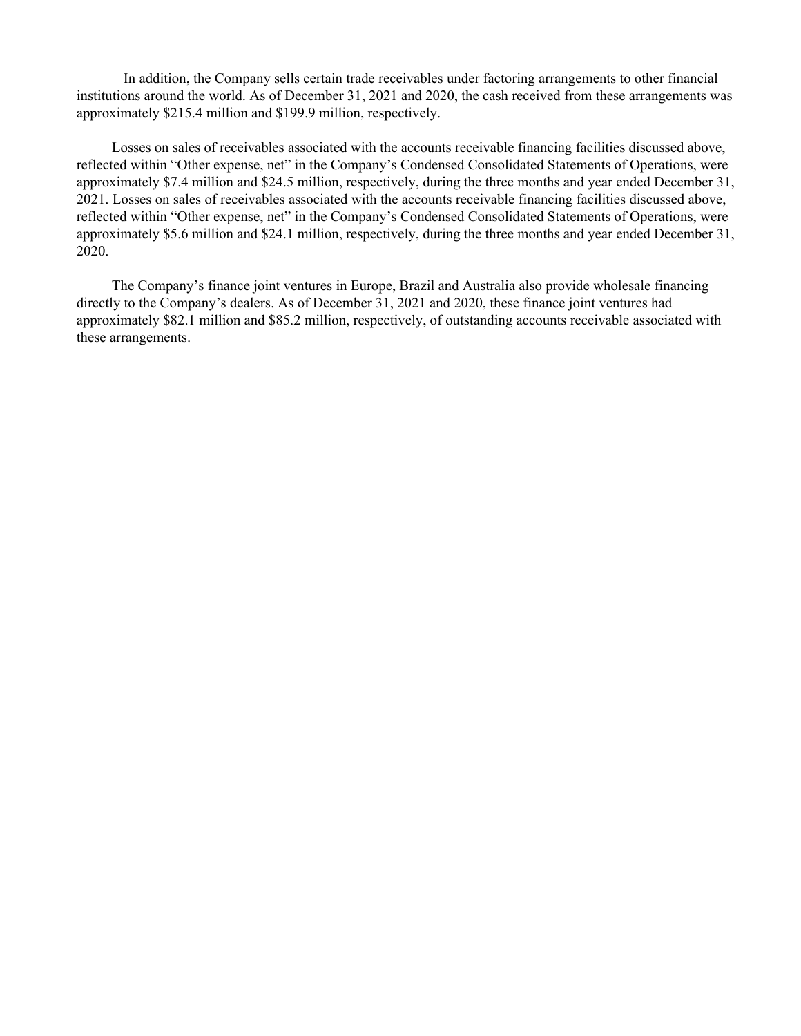In addition, the Company sells certain trade receivables under factoring arrangements to other financial institutions around the world. As of December 31, 2021 and 2020, the cash received from these arrangements was approximately $215.4 million and $199.9 million, respectively.

Losses on sales of receivables associated with the accounts receivable financing facilities discussed above, reflected within "Other expense, net" in the Company's Condensed Consolidated Statements of Operations, were approximately $7.4 million and $24.5 million, respectively, during the three months and year ended December 31, 2021. Losses on sales of receivables associated with the accounts receivable financing facilities discussed above, reflected within "Other expense, net" in the Company's Condensed Consolidated Statements of Operations, were approximately $5.6 million and $24.1 million, respectively, during the three months and year ended December 31, 2020.

The Company's finance joint ventures in Europe, Brazil and Australia also provide wholesale financing directly to the Company's dealers. As of December 31, 2021 and 2020, these finance joint ventures had approximately $82.1 million and $85.2 million, respectively, of outstanding accounts receivable associated with these arrangements.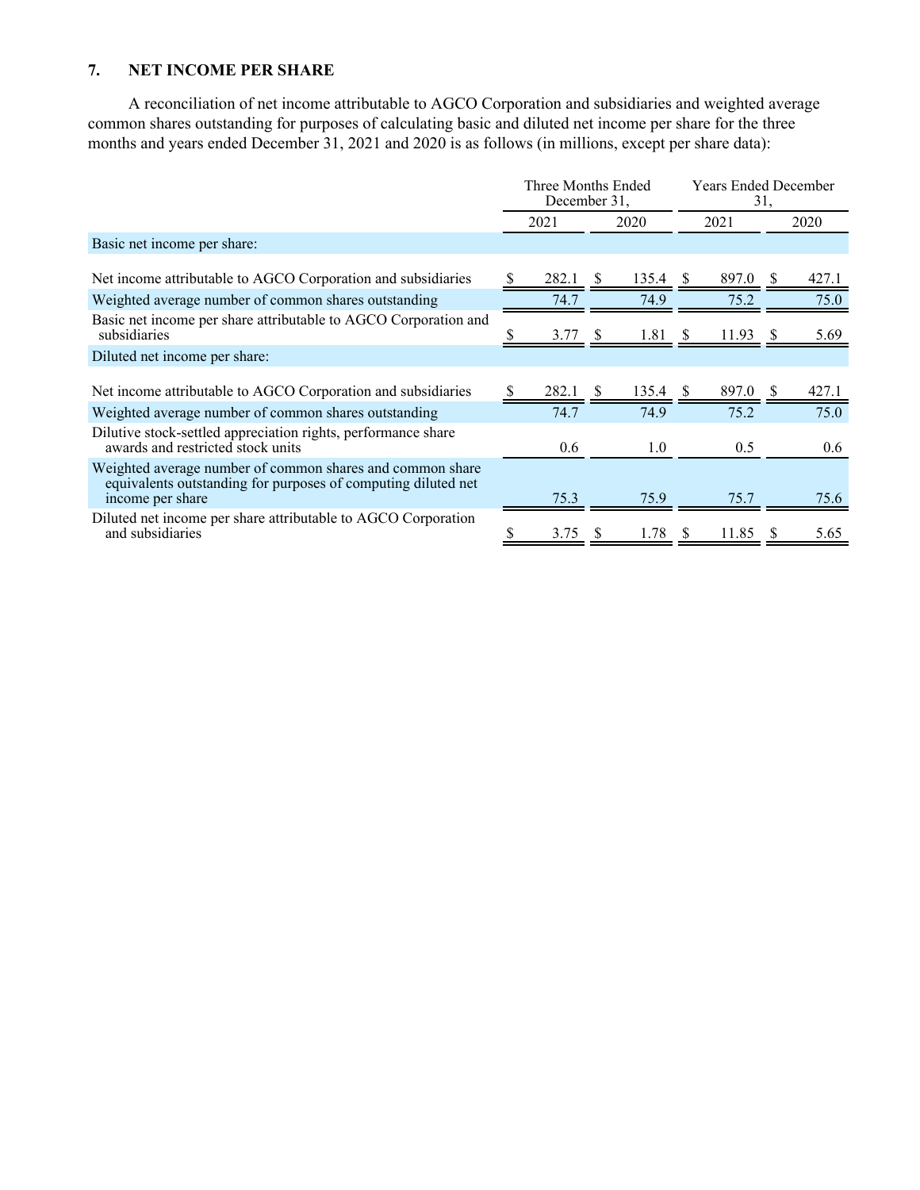## 7. NET INCOME PER SHARE

A reconciliation of net income attributable to AGCO Corporation and subsidiaries and weighted average common shares outstanding for purposes of calculating basic and diluted net income per share for the three months and years ended December 31, 2021 and 2020 is as follows (in millions, except per share data):

| | Three Months Ended December 31, | | Years Ended December 31, | |
|---|---|---|---|---|
| | 2021 | 2020 | 2021 | 2020 |
| Basic net income per share: | | | | |
| Net income attributable to AGCO Corporation and subsidiaries | $ 282.1 | $ 135.4 | $ 897.0 | $ 427.1 |
| Weighted average number of common shares outstanding | 74.7 | 74.9 | 75.2 | 75.0 |
| Basic net income per share attributable to AGCO Corporation and subsidiaries | $ 3.77 | $ 1.81 | $ 11.93 | $ 5.69 |
| Diluted net income per share: | | | | |
| Net income attributable to AGCO Corporation and subsidiaries | $ 282.1 | $ 135.4 | $ 897.0 | $ 427.1 |
| Weighted average number of common shares outstanding | 74.7 | 74.9 | 75.2 | 75.0 |
| Dilutive stock-settled appreciation rights, performance share awards and restricted stock units | 0.6 | 1.0 | 0.5 | 0.6 |
| Weighted average number of common shares and common share equivalents outstanding for purposes of computing diluted net income per share | 75.3 | 75.9 | 75.7 | 75.6 |
| Diluted net income per share attributable to AGCO Corporation and subsidiaries | $ 3.75 | $ 1.78 | $ 11.85 | $ 5.65 |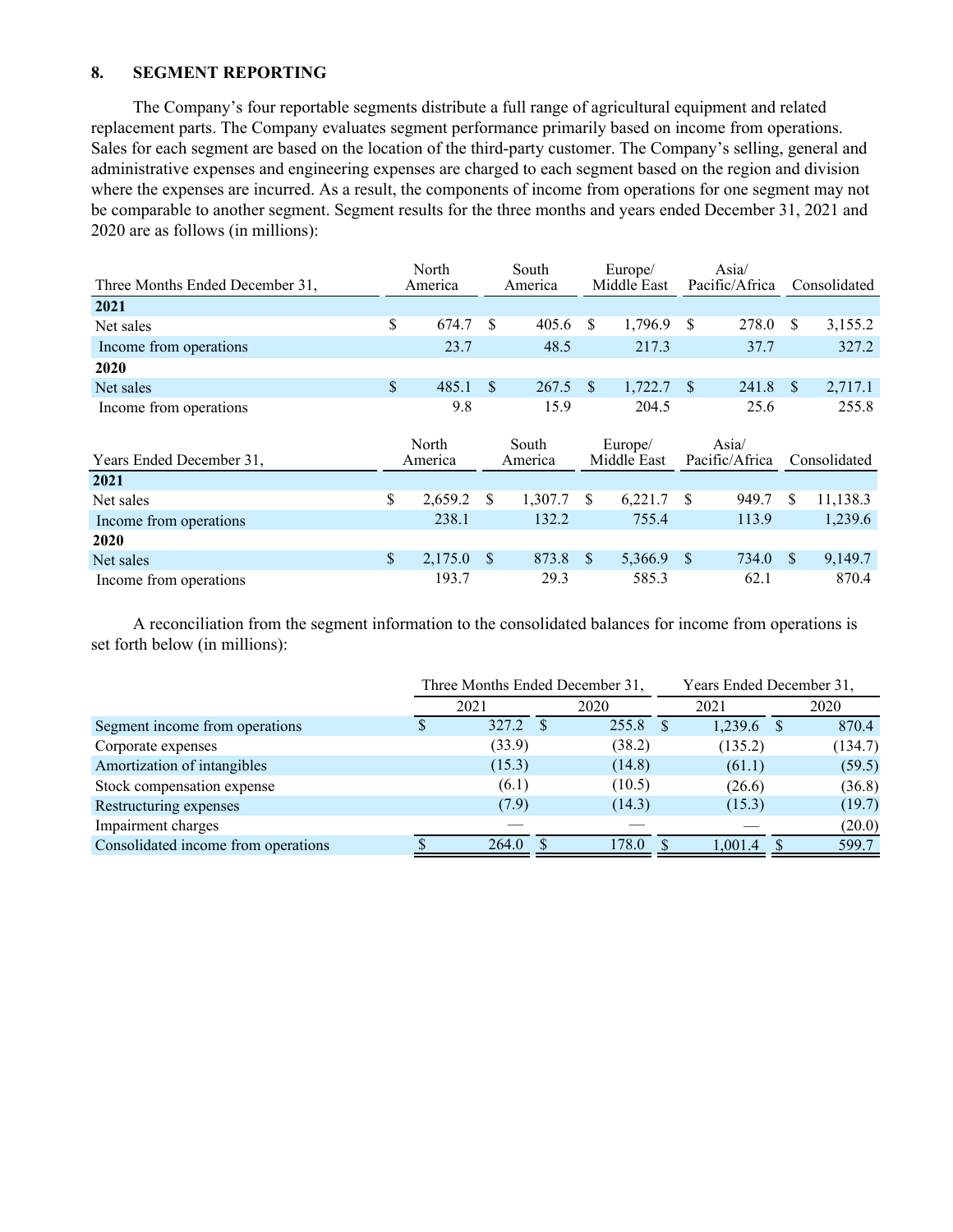## 8. SEGMENT REPORTING

The Company's four reportable segments distribute a full range of agricultural equipment and related replacement parts. The Company evaluates segment performance primarily based on income from operations. Sales for each segment are based on the location of the third-party customer. The Company's selling, general and administrative expenses and engineering expenses are charged to each segment based on the region and division where the expenses are incurred. As a result, the components of income from operations for one segment may not be comparable to another segment. Segment results for the three months and years ended December 31, 2021 and 2020 are as follows (in millions):

| Three Months Ended December 31, | North America | South America | Europe/ Middle East | Asia/ Pacific/Africa | Consolidated |
|---|---|---|---|---|---|
| **2021** | | | | | |
| Net sales | $ 674.7 | $ 405.6 | $ 1,796.9 | $ 278.0 | $ 3,155.2 |
| Income from operations | 23.7 | 48.5 | 217.3 | 37.7 | 327.2 |
| **2020** | | | | | |
| Net sales | $ 485.1 | $ 267.5 | $ 1,722.7 | $ 241.8 | $ 2,717.1 |
| Income from operations | 9.8 | 15.9 | 204.5 | 25.6 | 255.8 |

| Years Ended December 31, | North America | South America | Europe/ Middle East | Asia/ Pacific/Africa | Consolidated |
|---|---|---|---|---|---|
| **2021** | | | | | |
| Net sales | $ 2,659.2 | $ 1,307.7 | $ 6,221.7 | $ 949.7 | $ 11,138.3 |
| Income from operations | 238.1 | 132.2 | 755.4 | 113.9 | 1,239.6 |
| **2020** | | | | | |
| Net sales | $ 2,175.0 | $ 873.8 | $ 5,366.9 | $ 734.0 | $ 9,149.7 |
| Income from operations | 193.7 | 29.3 | 585.3 | 62.1 | 870.4 |

A reconciliation from the segment information to the consolidated balances for income from operations is set forth below (in millions):

| | Three Months Ended December 31, | | Years Ended December 31, | |
|---|---|---|---|---|
| | 2021 | 2020 | 2021 | 2020 |
| Segment income from operations | $ 327.2 | $ 255.8 | $ 1,239.6 | $ 870.4 |
| Corporate expenses | (33.9) | (38.2) | (135.2) | (134.7) |
| Amortization of intangibles | (15.3) | (14.8) | (61.1) | (59.5) |
| Stock compensation expense | (6.1) | (10.5) | (26.6) | (36.8) |
| Restructuring expenses | (7.9) | (14.3) | (15.3) | (19.7) |
| Impairment charges | — | — | — | (20.0) |
| Consolidated income from operations | $ 264.0 | $ 178.0 | $ 1,001.4 | $ 599.7 |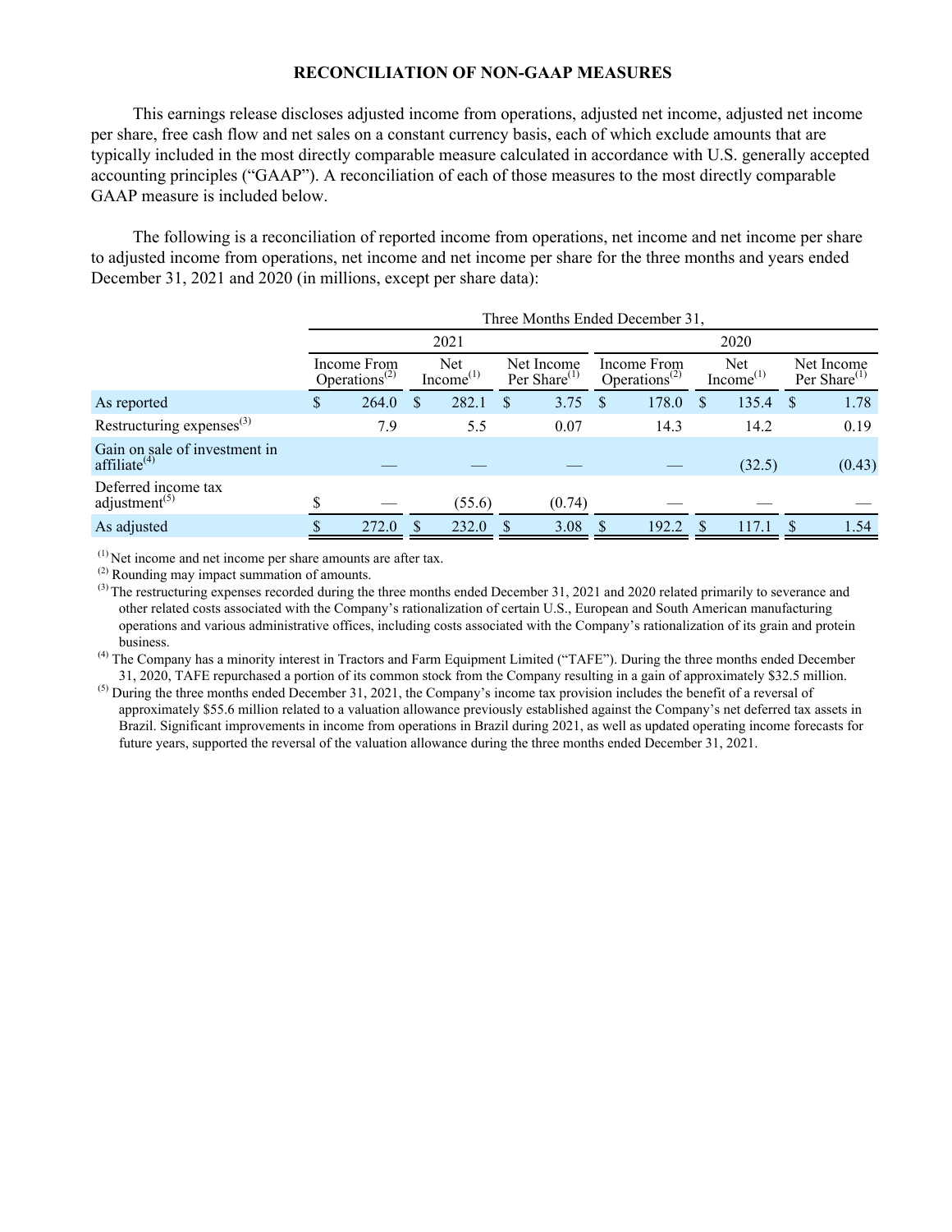## RECONCILIATION OF NON-GAAP MEASURES

This earnings release discloses adjusted income from operations, adjusted net income, adjusted net income per share, free cash flow and net sales on a constant currency basis, each of which exclude amounts that are typically included in the most directly comparable measure calculated in accordance with U.S. generally accepted accounting principles ("GAAP"). A reconciliation of each of those measures to the most directly comparable GAAP measure is included below.

The following is a reconciliation of reported income from operations, net income and net income per share to adjusted income from operations, net income and net income per share for the three months and years ended December 31, 2021 and 2020 (in millions, except per share data):

| | Three Months Ended December 31, | | | | | |
|---|---|---|---|---|---|---|
| | 2021 | | | 2020 | | |
| | Income From Operations[2] | Net Income[1] | Net Income Per Share[1] | Income From Operations[2] | Net Income[1] | Net Income Per Share[1] |
| As reported | $ 264.0 | $ 282.1 | $ 3.75 | $ 178.0 | $ 135.4 | $ 1.78 |
| Restructuring expenses[3] | 7.9 | 5.5 | 0.07 | 14.3 | 14.2 | 0.19 |
| Gain on sale of investment in affiliate[4] | — | — | — | — | (32.5) | (0.43) |
| Deferred income tax adjustment[5] | $ — | (55.6) | (0.74) | — | — | — |
| As adjusted | $ 272.0 | $ 232.0 | $ 3.08 | $ 192.2 | $ 117.1 | $ 1.54 |

[1] Net income and net income per share amounts are after tax.

[2] Rounding may impact summation of amounts.

[3] The restructuring expenses recorded during the three months ended December 31, 2021 and 2020 related primarily to severance and other related costs associated with the Company's rationalization of certain U.S., European and South American manufacturing operations and various administrative offices, including costs associated with the Company's rationalization of its grain and protein business.

[4] The Company has a minority interest in Tractors and Farm Equipment Limited ("TAFE"). During the three months ended December 31, 2020, TAFE repurchased a portion of its common stock from the Company resulting in a gain of approximately $32.5 million.

[5] During the three months ended December 31, 2021, the Company's income tax provision includes the benefit of a reversal of approximately $55.6 million related to a valuation allowance previously established against the Company's net deferred tax assets in Brazil. Significant improvements in income from operations in Brazil during 2021, as well as updated operating income forecasts for future years, supported the reversal of the valuation allowance during the three months ended December 31, 2021.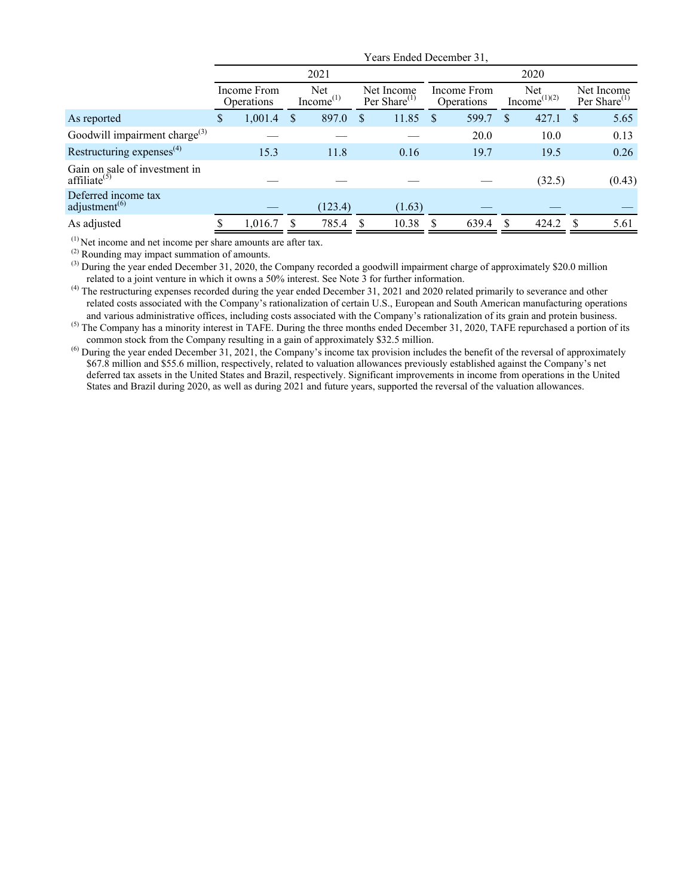| | Years Ended December 31, | | | | | |
|---|---|---|---|---|---|---|
| | 2021 | | | 2020 | | |
| | Income From Operations | Net Income[1] | Net Income Per Share[1] | Income From Operations | Net Income[1][2] | Net Income Per Share[1] |
| As reported | $ 1,001.4 | $ 897.0 | $ 11.85 | $ 599.7 | $ 427.1 | $ 5.65 |
| Goodwill impairment charge[3] | — | — | — | 20.0 | 10.0 | 0.13 |
| Restructuring expenses[4] | 15.3 | 11.8 | 0.16 | 19.7 | 19.5 | 0.26 |
| Gain on sale of investment in affiliate[5] | — | — | — | — | (32.5) | (0.43) |
| Deferred income tax adjustment[6] | — | (123.4) | (1.63) | — | — | — |
| As adjusted | $ 1,016.7 | $ 785.4 | $ 10.38 | $ 639.4 | $ 424.2 | $ 5.61 |

[1] Net income and net income per share amounts are after tax.

[2] Rounding may impact summation of amounts.

[3] During the year ended December 31, 2020, the Company recorded a goodwill impairment charge of approximately $20.0 million related to a joint venture in which it owns a 50% interest. See Note 3 for further information.

[4] The restructuring expenses recorded during the year ended December 31, 2021 and 2020 related primarily to severance and other related costs associated with the Company's rationalization of certain U.S., European and South American manufacturing operations and various administrative offices, including costs associated with the Company's rationalization of its grain and protein business.

[5] The Company has a minority interest in TAFE. During the three months ended December 31, 2020, TAFE repurchased a portion of its common stock from the Company resulting in a gain of approximately $32.5 million.

[6] During the year ended December 31, 2021, the Company's income tax provision includes the benefit of the reversal of approximately $67.8 million and $55.6 million, respectively, related to valuation allowances previously established against the Company's net deferred tax assets in the United States and Brazil, respectively. Significant improvements in income from operations in the United States and Brazil during 2020, as well as during 2021 and future years, supported the reversal of the valuation allowances.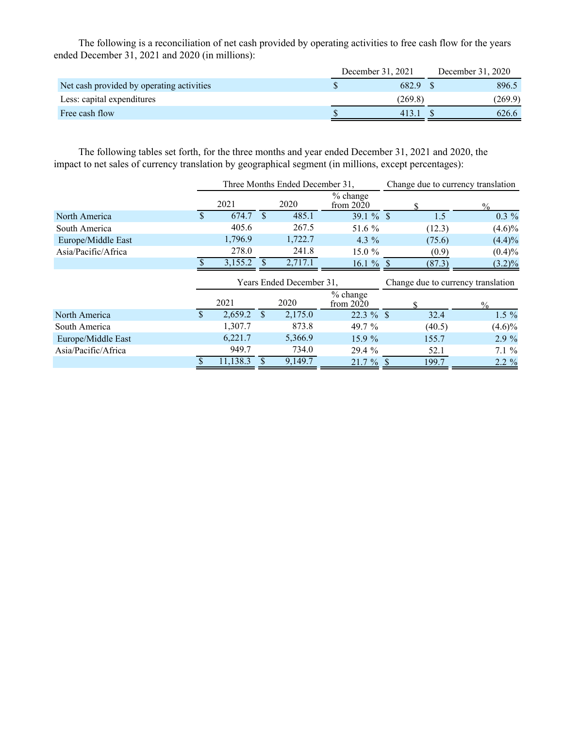The following is a reconciliation of net cash provided by operating activities to free cash flow for the years ended December 31, 2021 and 2020 (in millions):

| | December 31, 2021 | December 31, 2020 |
|---|---|---|
| Net cash provided by operating activities | $ 682.9 | $ 896.5 |
| Less: capital expenditures | (269.8) | (269.9) |
| Free cash flow | $ 413.1 | $ 626.6 |

The following tables set forth, for the three months and year ended December 31, 2021 and 2020, the impact to net sales of currency translation by geographical segment (in millions, except percentages):

| | Three Months Ended December 31, | | | Change due to currency translation | |
|---|---|---|---|---|---|
| | 2021 | 2020 | % change from 2020 | $ | % |
| North America | $ 674.7 | $ 485.1 | 39.1 % | $ 1.5 | 0.3 % |
| South America | 405.6 | 267.5 | 51.6 % | (12.3) | (4.6)% |
| Europe/Middle East | 1,796.9 | 1,722.7 | 4.3 % | (75.6) | (4.4)% |
| Asia/Pacific/Africa | 278.0 | 241.8 | 15.0 % | (0.9) | (0.4)% |
| | $ 3,155.2 | $ 2,717.1 | 16.1 % | $ (87.3) | (3.2)% |

| | Years Ended December 31, | | | Change due to currency translation | |
|---|---|---|---|---|---|
| | 2021 | 2020 | % change from 2020 | $ | % |
| North America | $ 2,659.2 | $ 2,175.0 | 22.3 % | $ 32.4 | 1.5 % |
| South America | 1,307.7 | 873.8 | 49.7 % | (40.5) | (4.6)% |
| Europe/Middle East | 6,221.7 | 5,366.9 | 15.9 % | 155.7 | 2.9 % |
| Asia/Pacific/Africa | 949.7 | 734.0 | 29.4 % | 52.1 | 7.1 % |
| | $ 11,138.3 | $ 9,149.7 | 21.7 % | $ 199.7 | 2.2 % |